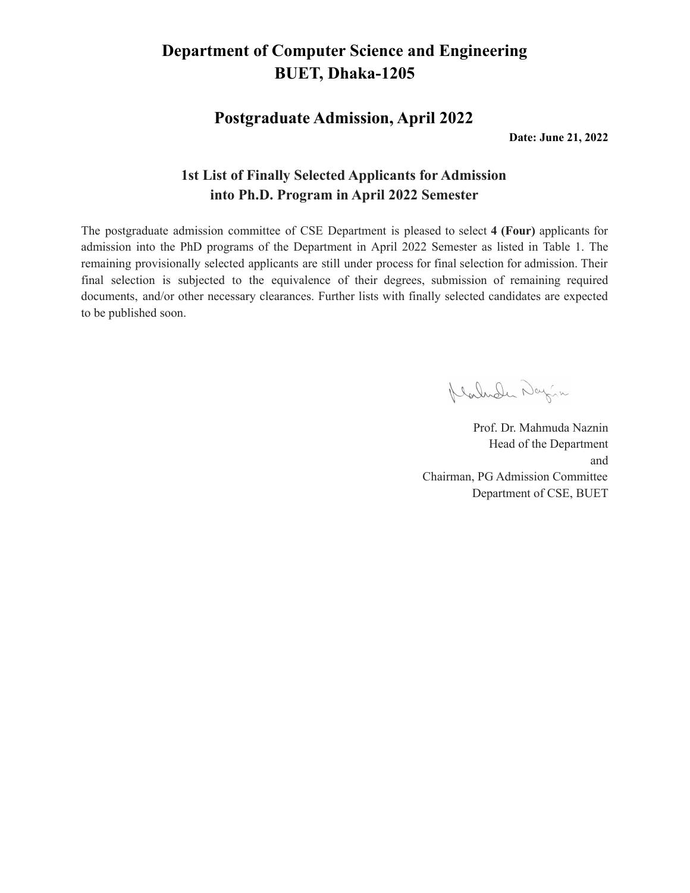# Department of Computer Science and Engineering
# BUET, Dhaka-1205

## Postgraduate Admission, April 2022

**Date: June 21, 2022**

### 1st List of Finally Selected Applicants for Admission into Ph.D. Program in April 2022 Semester

The postgraduate admission committee of CSE Department is pleased to select **4 (Four)** applicants for admission into the PhD programs of the Department in April 2022 Semester as listed in Table 1. The remaining provisionally selected applicants are still under process for final selection for admission. Their final selection is subjected to the equivalence of their degrees, submission of remaining required documents, and/or other necessary clearances. Further lists with finally selected candidates are expected to be published soon.

Prof. Dr. Mahmuda Naznin
Head of the Department
and
Chairman, PG Admission Committee
Department of CSE, BUET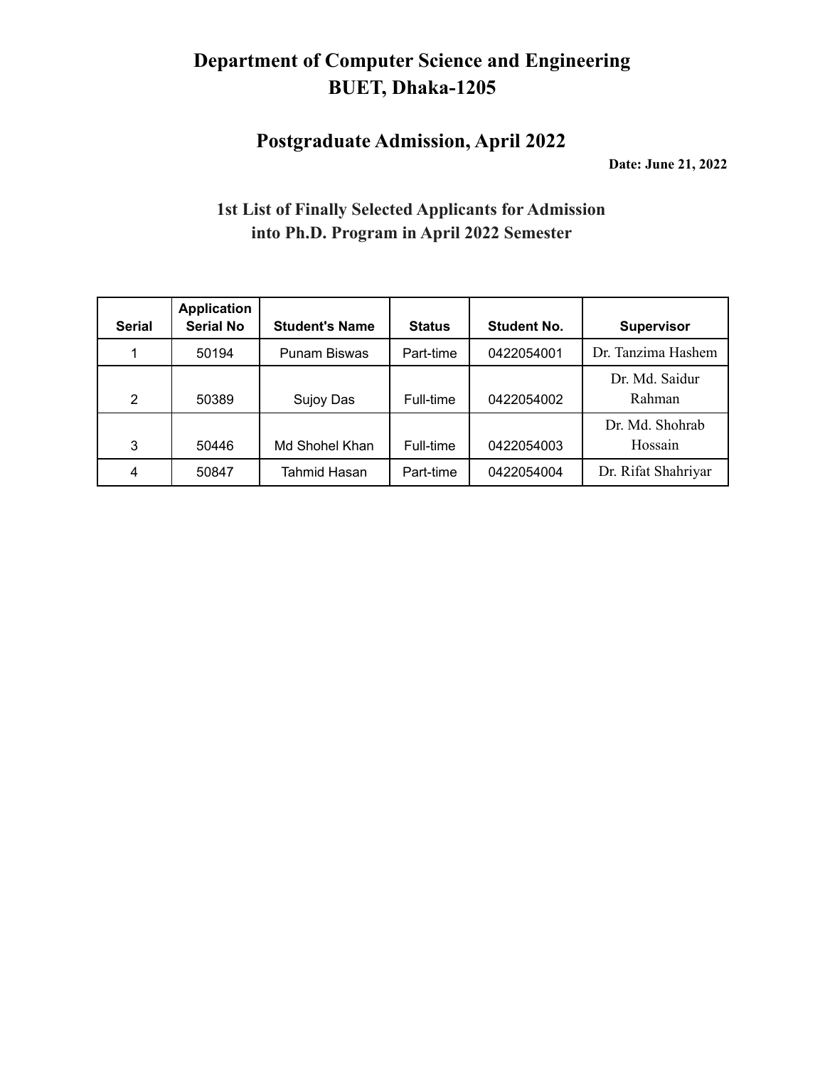# Department of Computer Science and Engineering
# BUET, Dhaka-1205

## Postgraduate Admission, April 2022

**Date: June 21, 2022**

### 1st List of Finally Selected Applicants for Admission into Ph.D. Program in April 2022 Semester

| Serial | Application Serial No | Student's Name | Status | Student No. | Supervisor |
|---|---|---|---|---|---|
| 1 | 50194 | Punam Biswas | Part-time | 0422054001 | Dr. Tanzima Hashem |
| 2 | 50389 | Sujoy Das | Full-time | 0422054002 | Dr. Md. Saidur Rahman |
| 3 | 50446 | Md Shohel Khan | Full-time | 0422054003 | Dr. Md. Shohrab Hossain |
| 4 | 50847 | Tahmid Hasan | Part-time | 0422054004 | Dr. Rifat Shahriyar |